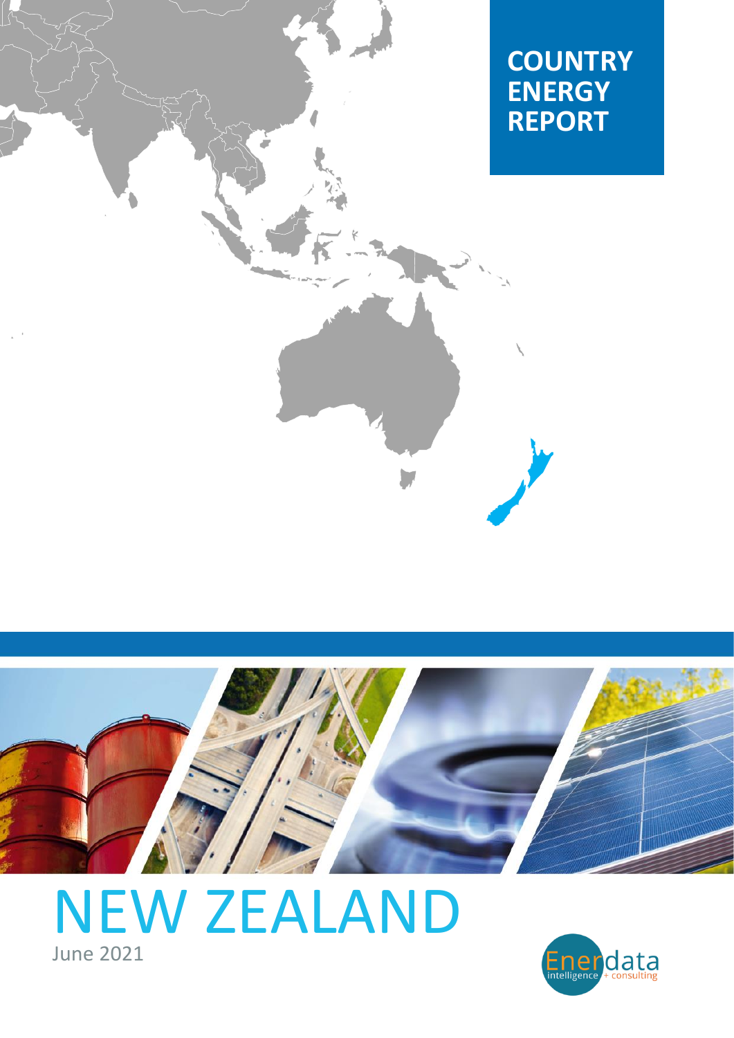# COUNTRY ENERGY REPORT

# NEW ZEALAND

June 2021

Enerdata intelligence + consulting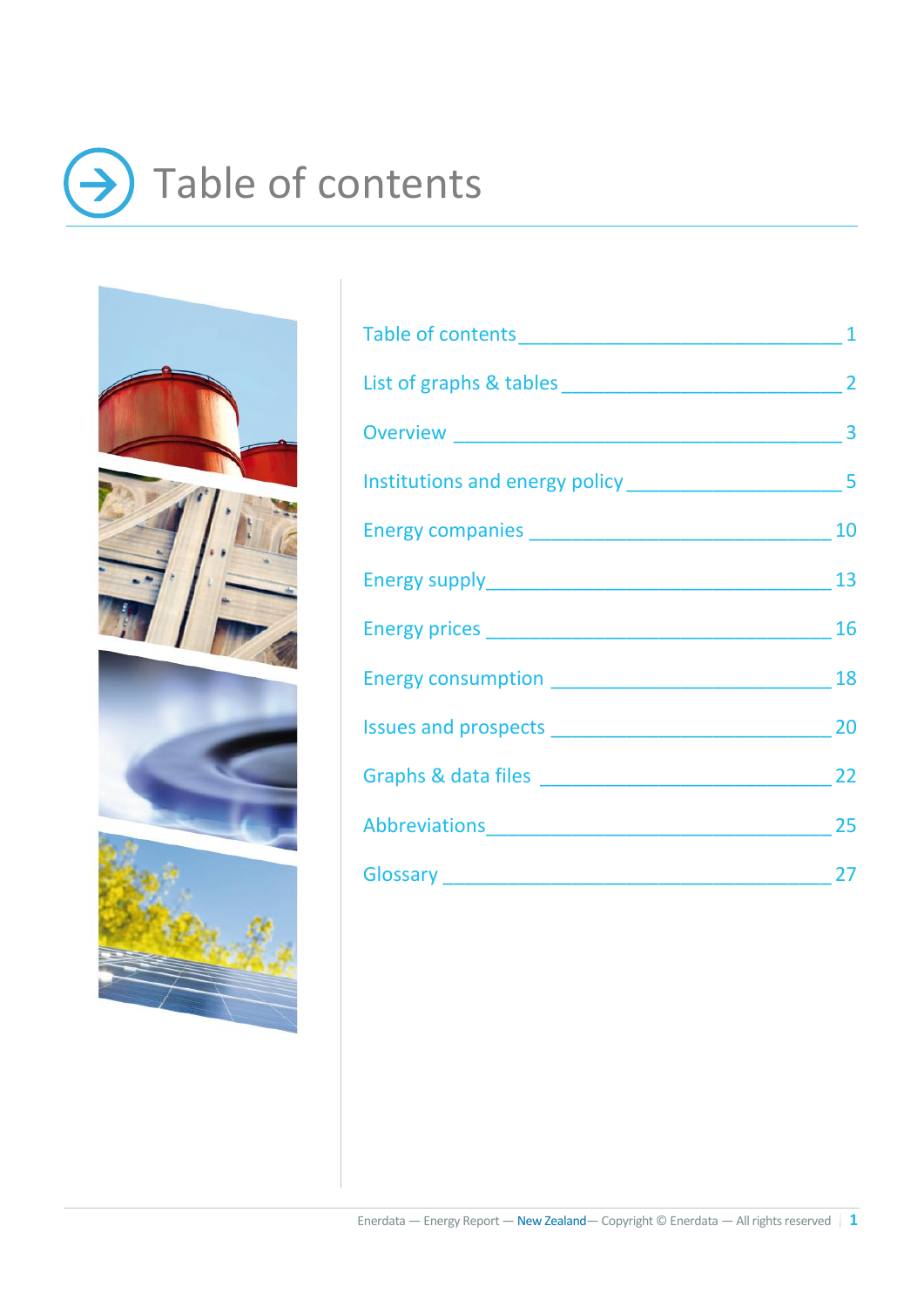# Table of contents

Table of contents ____________________________ 1

List of graphs & tables ________________________ 2

Overview ___________________________________ 3

Institutions and energy policy __________________ 5

Energy companies ___________________________ 10

Energy supply ______________________________ 13

Energy prices _______________________________ 16

Energy consumption _________________________ 18

Issues and prospects _________________________ 20

Graphs & data files __________________________ 22

Abbreviations ______________________________ 25

Glossary __________________________________ 27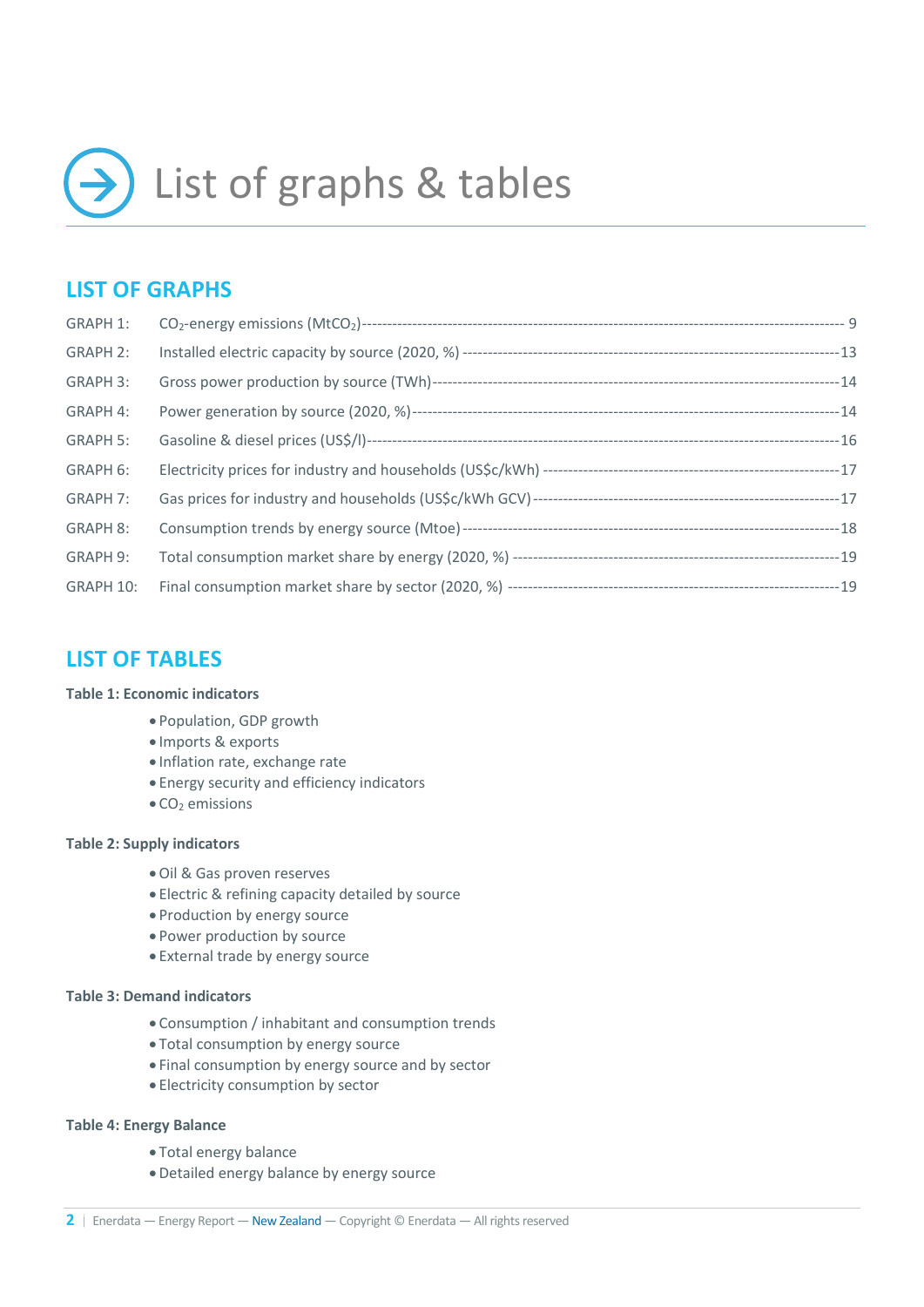# List of graphs & tables

## LIST OF GRAPHS

GRAPH 1: $CO_2$-energy emissions ($MtCO_2$) -------- 9
GRAPH 2: Installed electric capacity by source (2020, %) -------- 13
GRAPH 3: Gross power production by source (TWh) -------- 14
GRAPH 4: Power generation by source (2020, %) -------- 14
GRAPH 5: Gasoline & diesel prices (US$/l) -------- 16
GRAPH 6: Electricity prices for industry and households (US$c/kWh) -------- 17
GRAPH 7: Gas prices for industry and households (US$c/kWh GCV) -------- 17
GRAPH 8: Consumption trends by energy source (Mtoe) -------- 18
GRAPH 9: Total consumption market share by energy (2020, %) -------- 19
GRAPH 10: Final consumption market share by sector (2020, %) -------- 19

## LIST OF TABLES

**Table 1: Economic indicators**

- Population, GDP growth
- Imports & exports
- Inflation rate, exchange rate
- Energy security and efficiency indicators
- $CO_2$ emissions

**Table 2: Supply indicators**

- Oil & Gas proven reserves
- Electric & refining capacity detailed by source
- Production by energy source
- Power production by source
- External trade by energy source

**Table 3: Demand indicators**

- Consumption / inhabitant and consumption trends
- Total consumption by energy source
- Final consumption by energy source and by sector
- Electricity consumption by sector

**Table 4: Energy Balance**

- Total energy balance
- Detailed energy balance by energy source